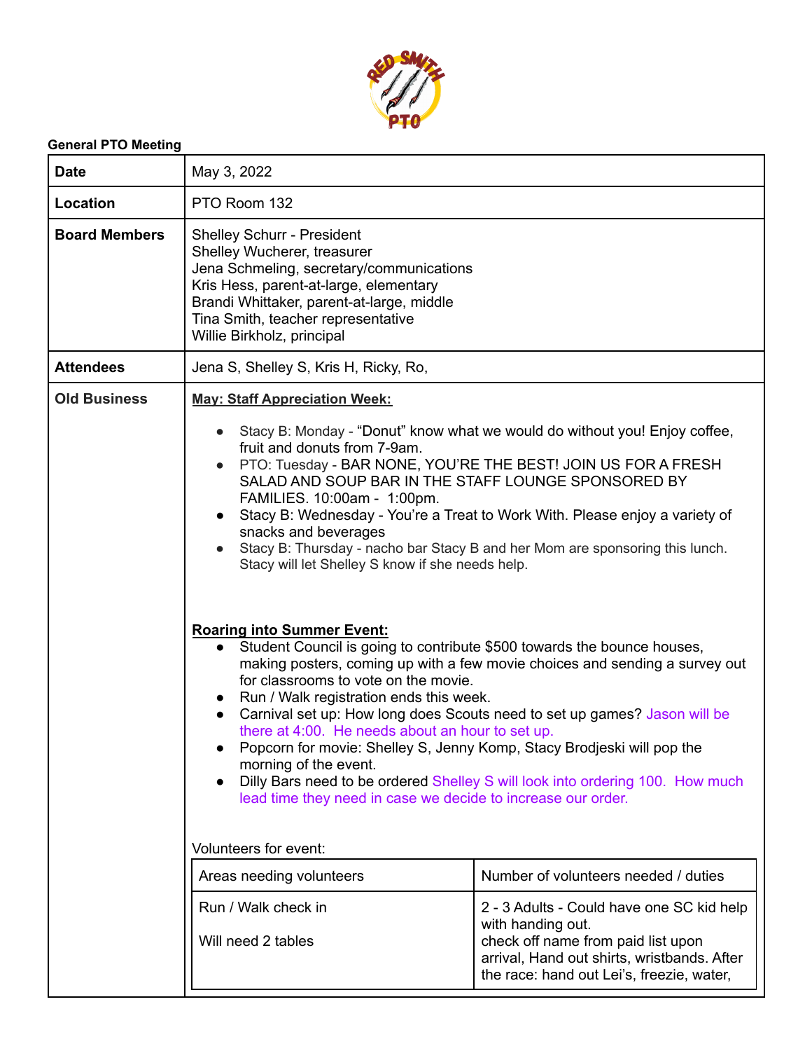**General PTO Meeting**

| | |
|---|---|
| **Date** | May 3, 2022 |
| **Location** | PTO Room 132 |
| **Board Members** | Shelley Schurr - President<br>Shelley Wucherer, treasurer<br>Jena Schmeling, secretary/communications<br>Kris Hess, parent-at-large, elementary<br>Brandi Whittaker, parent-at-large, middle<br>Tina Smith, teacher representative<br>Willie Birkholz, principal |
| **Attendees** | Jena S, Shelley S, Kris H, Ricky, Ro, |
| **Old Business** | **May: Staff Appreciation Week:**<br><br>• Stacy B: Monday - "Donut" know what we would do without you! Enjoy coffee, fruit and donuts from 7-9am.<br>• PTO: Tuesday - BAR NONE, YOU'RE THE BEST! JOIN US FOR A FRESH SALAD AND SOUP BAR IN THE STAFF LOUNGE SPONSORED BY FAMILIES. 10:00am - 1:00pm.<br>• Stacy B: Wednesday - You're a Treat to Work With. Please enjoy a variety of snacks and beverages<br>• Stacy B: Thursday - nacho bar Stacy B and her Mom are sponsoring this lunch. Stacy will let Shelley S know if she needs help.<br><br>**Roaring into Summer Event:**<br>• Student Council is going to contribute $500 towards the bounce houses, making posters, coming up with a few movie choices and sending a survey out for classrooms to vote on the movie.<br>• Run / Walk registration ends this week.<br>• Carnival set up: How long does Scouts need to set up games? Jason will be there at 4:00. He needs about an hour to set up.<br>• Popcorn for movie: Shelley S, Jenny Komp, Stacy Brodjeski will pop the morning of the event.<br>• Dilly Bars need to be ordered Shelley S will look into ordering 100. How much lead time they need in case we decide to increase our order.<br><br>Volunteers for event: |

| Areas needing volunteers | Number of volunteers needed / duties |
|---|---|
| Run / Walk check in<br><br>Will need 2 tables | 2 - 3 Adults - Could have one SC kid help with handing out.<br>check off name from paid list upon arrival, Hand out shirts, wristbands. After the race: hand out Lei's, freezie, water, |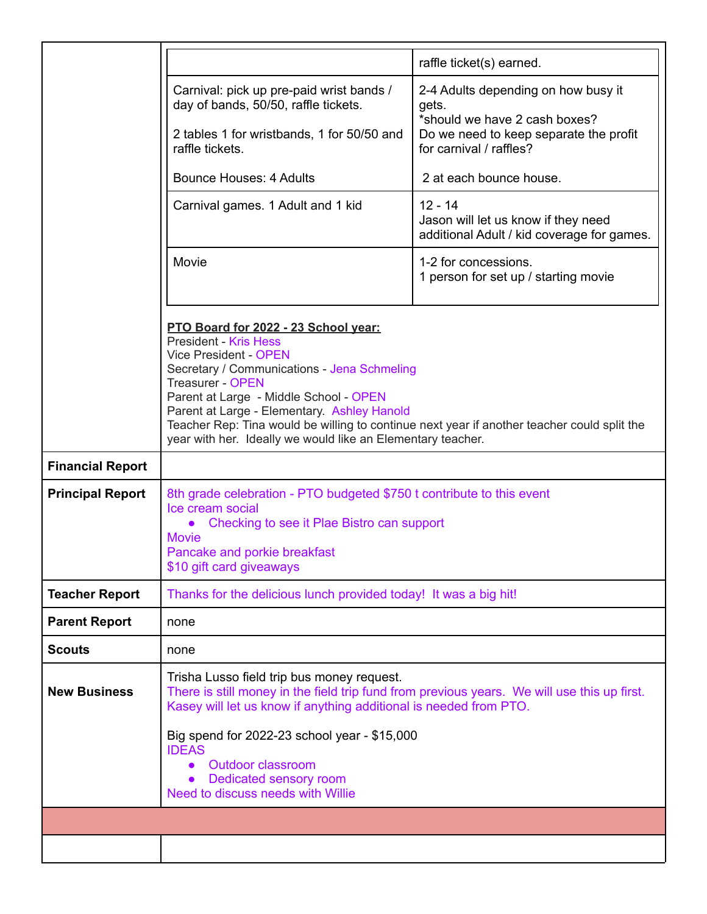| | raffle ticket(s) earned. |
|---|---|
| Carnival: pick up pre-paid wrist bands / day of bands, 50/50, raffle tickets.<br><br>2 tables 1 for wristbands, 1 for 50/50 and raffle tickets.<br><br>Bounce Houses: 4 Adults | 2-4 Adults depending on how busy it gets.<br>*should we have 2 cash boxes? Do we need to keep separate the profit for carnival / raffles?<br><br>2 at each bounce house. |
| Carnival games. 1 Adult and 1 kid | 12 - 14<br>Jason will let us know if they need additional Adult / kid coverage for games. |
| Movie | 1-2 for concessions.<br>1 person for set up / starting movie |

**PTO Board for 2022 - 23 School year:**
President - Kris Hess
Vice President - OPEN
Secretary / Communications - Jena Schmeling
Treasurer - OPEN
Parent at Large - Middle School - OPEN
Parent at Large - Elementary. Ashley Hanold
Teacher Rep: Tina would be willing to continue next year if another teacher could split the year with her. Ideally we would like an Elementary teacher.

| | |
|---|---|
| **Financial Report** | |
| **Principal Report** | 8th grade celebration - PTO budgeted $750 t contribute to this event<br>Ice cream social<br>• Checking to see it Plae Bistro can support<br>Movie<br>Pancake and porkie breakfast<br>$10 gift card giveaways |
| **Teacher Report** | Thanks for the delicious lunch provided today! It was a big hit! |
| **Parent Report** | none |
| **Scouts** | none |
| **New Business** | Trisha Lusso field trip bus money request.<br>There is still money in the field trip fund from previous years. We will use this up first. Kasey will let us know if anything additional is needed from PTO.<br><br>Big spend for 2022-23 school year - $15,000<br>IDEAS<br>• Outdoor classroom<br>• Dedicated sensory room<br>Need to discuss needs with Willie |
| | |
| | |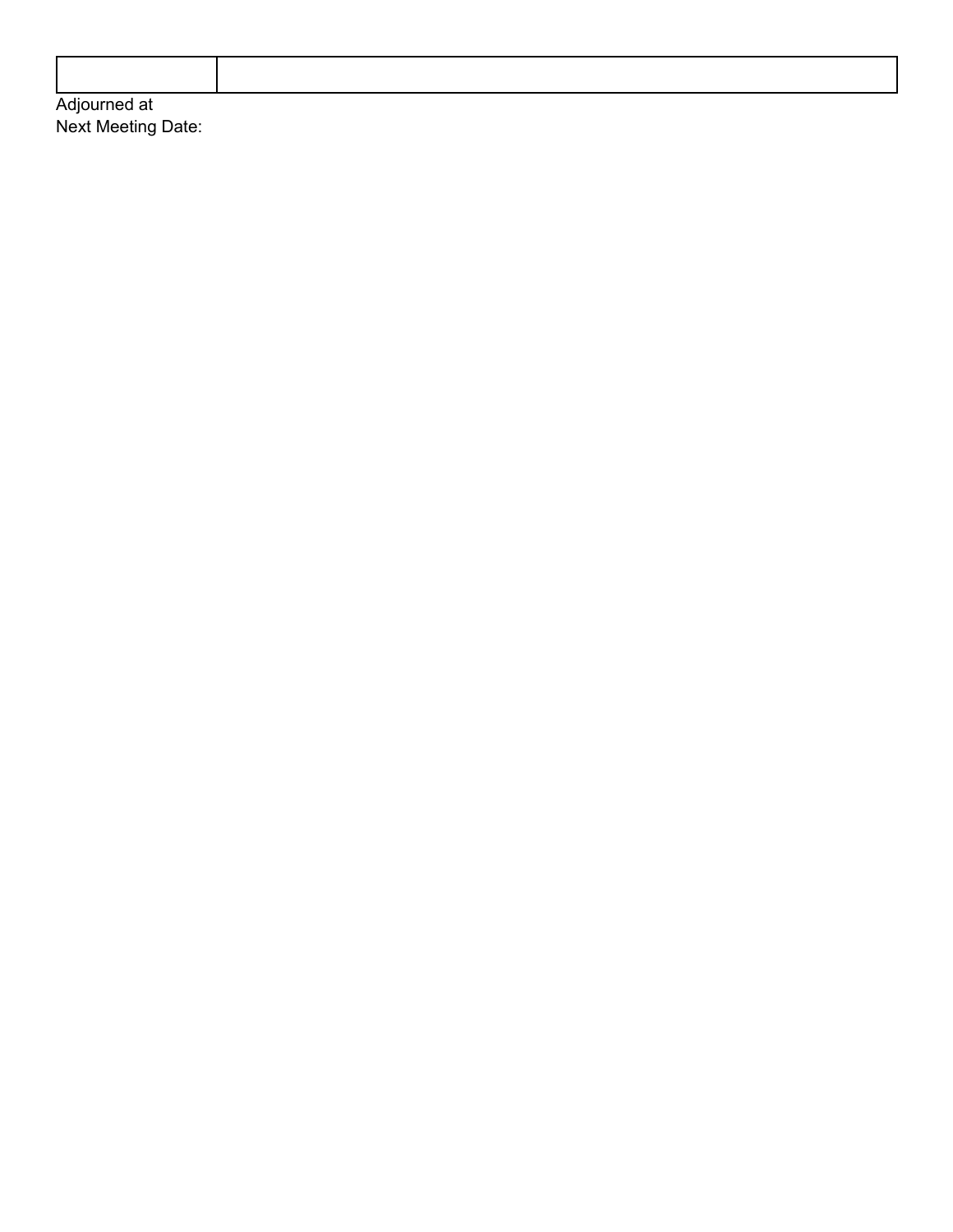| | |
|---|---|
| | |

Adjourned at
Next Meeting Date: